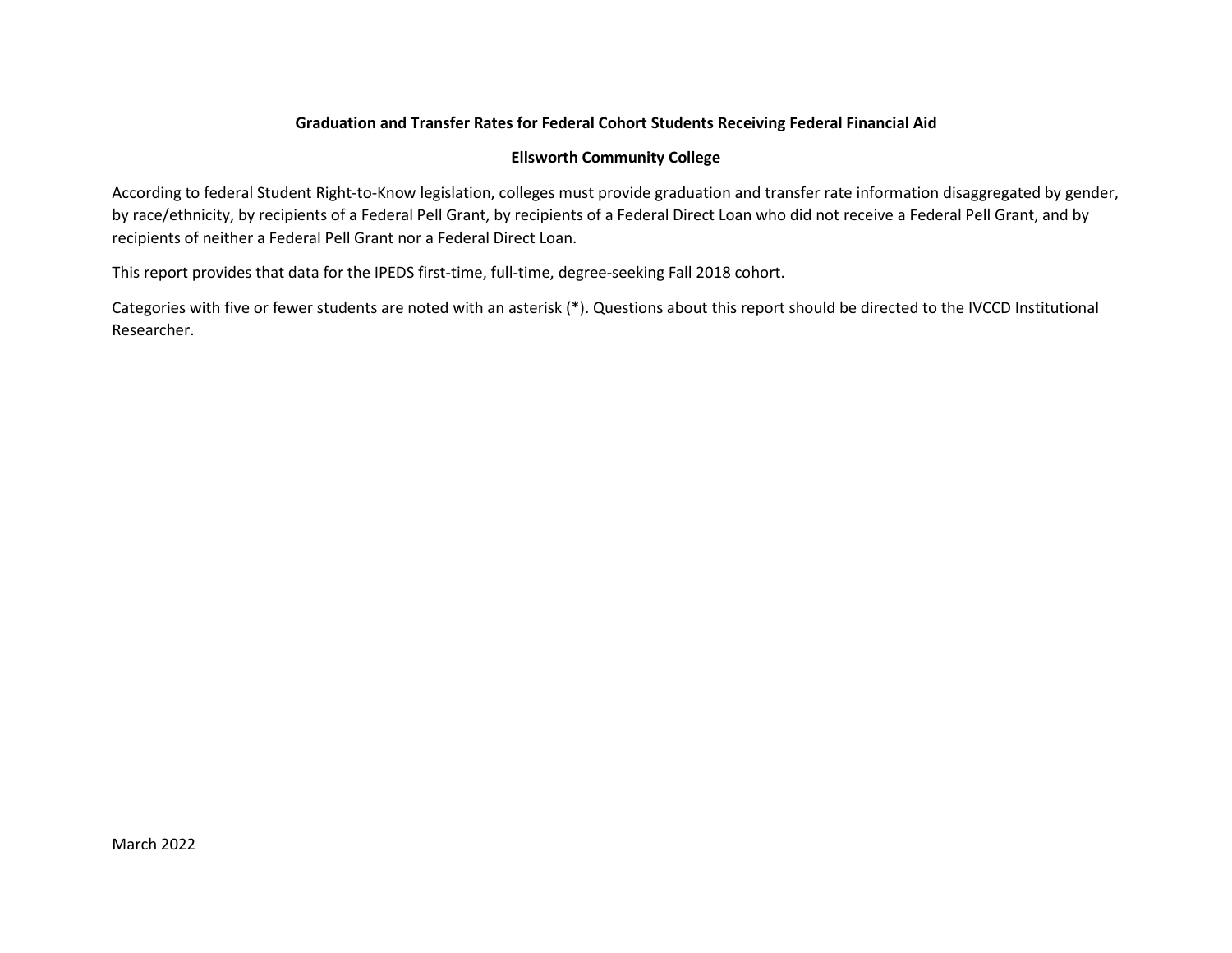**Graduation and Transfer Rates for Federal Cohort Students Receiving Federal Financial Aid**

**Ellsworth Community College**

According to federal Student Right-to-Know legislation, colleges must provide graduation and transfer rate information disaggregated by gender, by race/ethnicity, by recipients of a Federal Pell Grant, by recipients of a Federal Direct Loan who did not receive a Federal Pell Grant, and by recipients of neither a Federal Pell Grant nor a Federal Direct Loan.

This report provides that data for the IPEDS first-time, full-time, degree-seeking Fall 2018 cohort.

Categories with five or fewer students are noted with an asterisk (*). Questions about this report should be directed to the IVCCD Institutional Researcher.

March 2022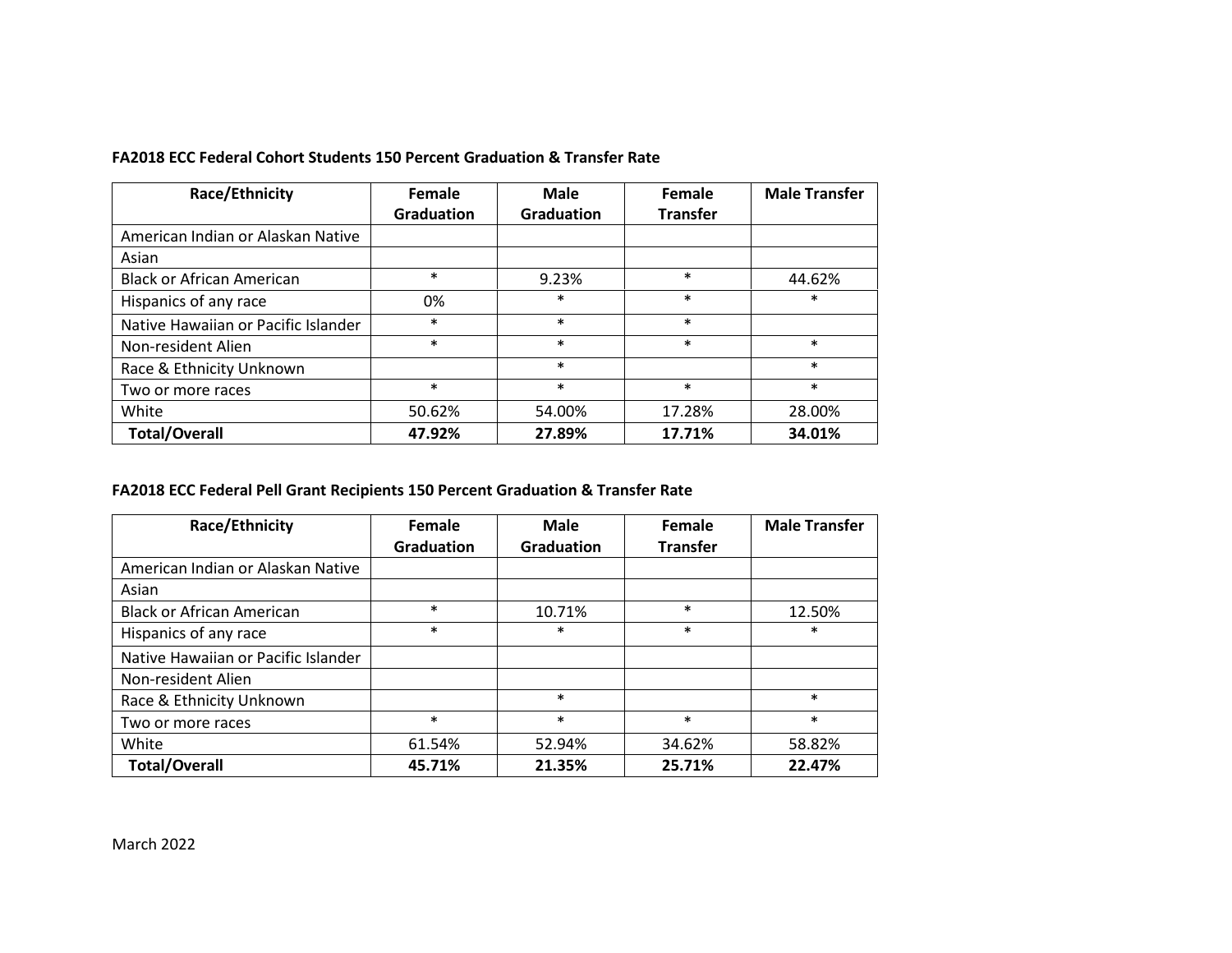**FA2018 ECC Federal Cohort Students 150 Percent Graduation & Transfer Rate**

| Race/Ethnicity | Female Graduation | Male Graduation | Female Transfer | Male Transfer |
|---|---|---|---|---|
| American Indian or Alaskan Native | | | | |
| Asian | | | | |
| Black or African American | * | 9.23% | * | 44.62% |
| Hispanics of any race | 0% | * | * | * |
| Native Hawaiian or Pacific Islander | * | * | * | |
| Non-resident Alien | * | * | * | * |
| Race & Ethnicity Unknown | | * | | * |
| Two or more races | * | * | * | * |
| White | 50.62% | 54.00% | 17.28% | 28.00% |
| **Total/Overall** | **47.92%** | **27.89%** | **17.71%** | **34.01%** |

**FA2018 ECC Federal Pell Grant Recipients 150 Percent Graduation & Transfer Rate**

| Race/Ethnicity | Female Graduation | Male Graduation | Female Transfer | Male Transfer |
|---|---|---|---|---|
| American Indian or Alaskan Native | | | | |
| Asian | | | | |
| Black or African American | * | 10.71% | * | 12.50% |
| Hispanics of any race | * | * | * | * |
| Native Hawaiian or Pacific Islander | | | | |
| Non-resident Alien | | | | |
| Race & Ethnicity Unknown | | * | | * |
| Two or more races | * | * | * | * |
| White | 61.54% | 52.94% | 34.62% | 58.82% |
| **Total/Overall** | **45.71%** | **21.35%** | **25.71%** | **22.47%** |

March 2022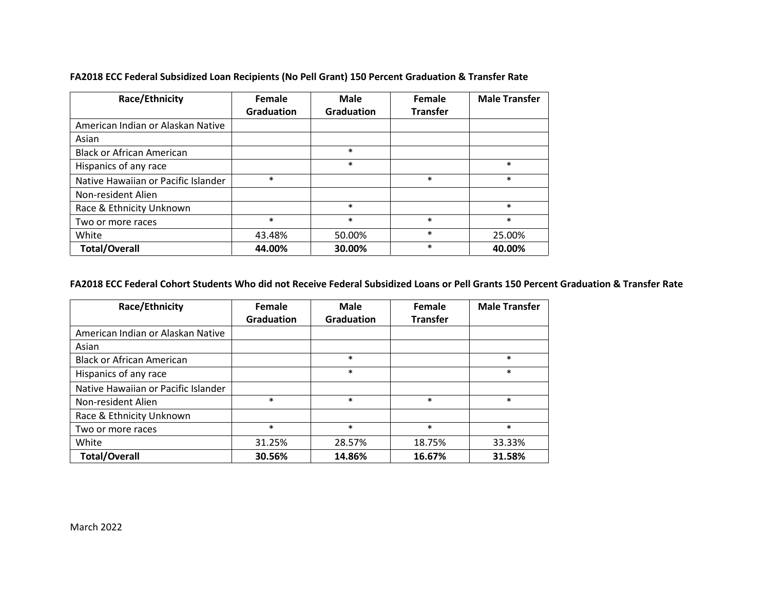**FA2018 ECC Federal Subsidized Loan Recipients (No Pell Grant) 150 Percent Graduation & Transfer Rate**

| Race/Ethnicity | Female Graduation | Male Graduation | Female Transfer | Male Transfer |
|---|---|---|---|---|
| American Indian or Alaskan Native | | | | |
| Asian | | | | |
| Black or African American | | * | | |
| Hispanics of any race | | * | | * |
| Native Hawaiian or Pacific Islander | * | | * | * |
| Non-resident Alien | | | | |
| Race & Ethnicity Unknown | | * | | * |
| Two or more races | * | * | * | * |
| White | 43.48% | 50.00% | * | 25.00% |
| **Total/Overall** | **44.00%** | **30.00%** | * | **40.00%** |

**FA2018 ECC Federal Cohort Students Who did not Receive Federal Subsidized Loans or Pell Grants 150 Percent Graduation & Transfer Rate**

| Race/Ethnicity | Female Graduation | Male Graduation | Female Transfer | Male Transfer |
|---|---|---|---|---|
| American Indian or Alaskan Native | | | | |
| Asian | | | | |
| Black or African American | | * | | * |
| Hispanics of any race | | * | | * |
| Native Hawaiian or Pacific Islander | | | | |
| Non-resident Alien | * | * | * | * |
| Race & Ethnicity Unknown | | | | |
| Two or more races | * | * | * | * |
| White | 31.25% | 28.57% | 18.75% | 33.33% |
| **Total/Overall** | **30.56%** | **14.86%** | **16.67%** | **31.58%** |

March 2022